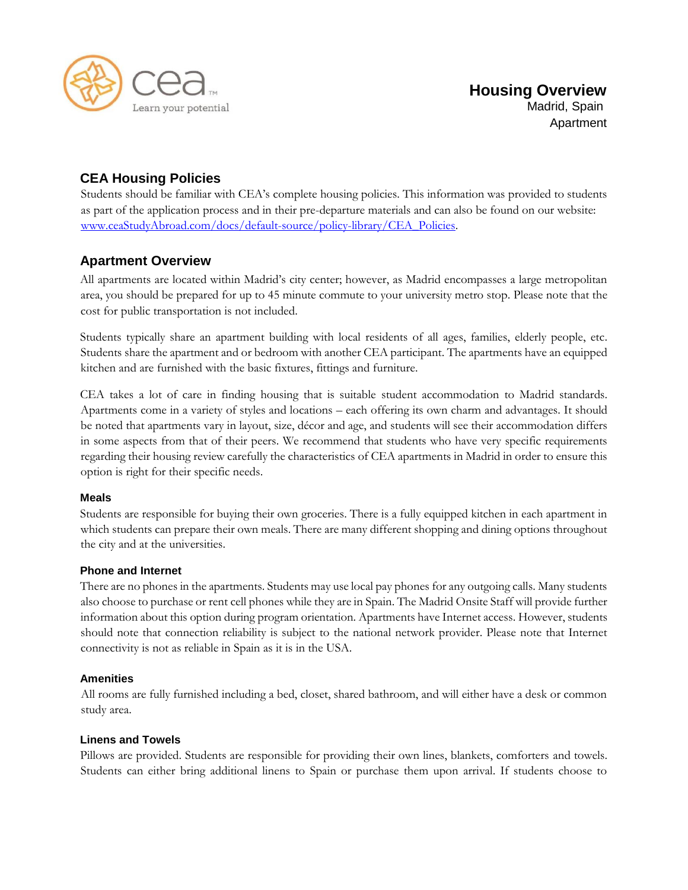# Housing Overview

Madrid, Spain

Apartment

## CEA Housing Policies

Students should be familiar with CEA's complete housing policies. This information was provided to students as part of the application process and in their pre-departure materials and can also be found on our website: www.ceaStudyAbroad.com/docs/default-source/policy-library/CEA_Policies.

## Apartment Overview

All apartments are located within Madrid's city center; however, as Madrid encompasses a large metropolitan area, you should be prepared for up to 45 minute commute to your university metro stop. Please note that the cost for public transportation is not included.

Students typically share an apartment building with local residents of all ages, families, elderly people, etc. Students share the apartment and or bedroom with another CEA participant. The apartments have an equipped kitchen and are furnished with the basic fixtures, fittings and furniture.

CEA takes a lot of care in finding housing that is suitable student accommodation to Madrid standards. Apartments come in a variety of styles and locations – each offering its own charm and advantages. It should be noted that apartments vary in layout, size, décor and age, and students will see their accommodation differs in some aspects from that of their peers. We recommend that students who have very specific requirements regarding their housing review carefully the characteristics of CEA apartments in Madrid in order to ensure this option is right for their specific needs.

### Meals

Students are responsible for buying their own groceries. There is a fully equipped kitchen in each apartment in which students can prepare their own meals. There are many different shopping and dining options throughout the city and at the universities.

### Phone and Internet

There are no phones in the apartments. Students may use local pay phones for any outgoing calls. Many students also choose to purchase or rent cell phones while they are in Spain. The Madrid Onsite Staff will provide further information about this option during program orientation. Apartments have Internet access. However, students should note that connection reliability is subject to the national network provider. Please note that Internet connectivity is not as reliable in Spain as it is in the USA.

### Amenities

All rooms are fully furnished including a bed, closet, shared bathroom, and will either have a desk or common study area.

### Linens and Towels

Pillows are provided. Students are responsible for providing their own lines, blankets, comforters and towels. Students can either bring additional linens to Spain or purchase them upon arrival. If students choose to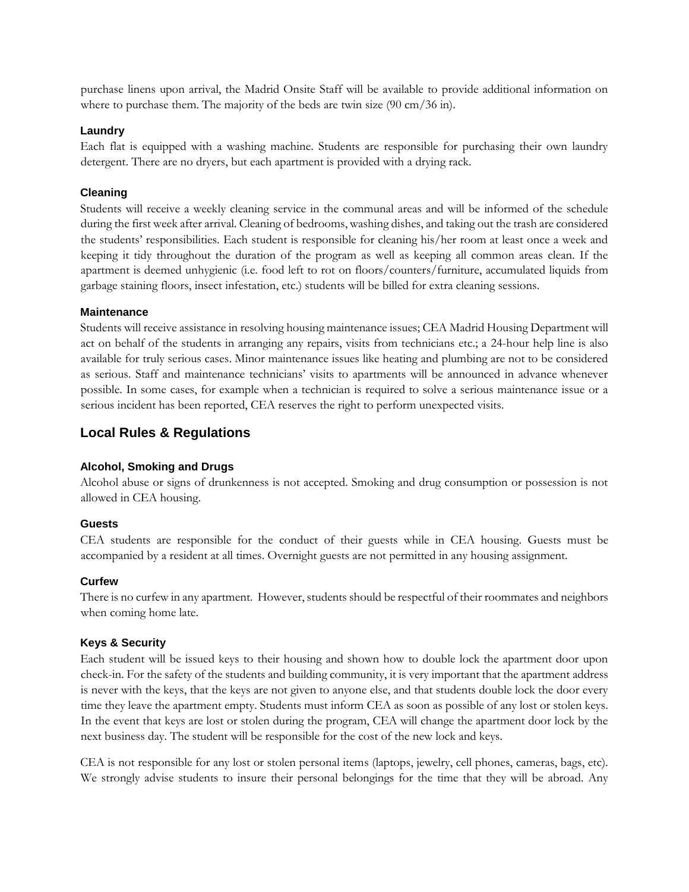purchase linens upon arrival, the Madrid Onsite Staff will be available to provide additional information on where to purchase them. The majority of the beds are twin size (90 cm/36 in).

### Laundry

Each flat is equipped with a washing machine. Students are responsible for purchasing their own laundry detergent. There are no dryers, but each apartment is provided with a drying rack.

### Cleaning

Students will receive a weekly cleaning service in the communal areas and will be informed of the schedule during the first week after arrival. Cleaning of bedrooms, washing dishes, and taking out the trash are considered the students' responsibilities. Each student is responsible for cleaning his/her room at least once a week and keeping it tidy throughout the duration of the program as well as keeping all common areas clean. If the apartment is deemed unhygienic (i.e. food left to rot on floors/counters/furniture, accumulated liquids from garbage staining floors, insect infestation, etc.) students will be billed for extra cleaning sessions.

### Maintenance

Students will receive assistance in resolving housing maintenance issues; CEA Madrid Housing Department will act on behalf of the students in arranging any repairs, visits from technicians etc.; a 24-hour help line is also available for truly serious cases. Minor maintenance issues like heating and plumbing are not to be considered as serious. Staff and maintenance technicians' visits to apartments will be announced in advance whenever possible. In some cases, for example when a technician is required to solve a serious maintenance issue or a serious incident has been reported, CEA reserves the right to perform unexpected visits.

## Local Rules & Regulations

### Alcohol, Smoking and Drugs

Alcohol abuse or signs of drunkenness is not accepted. Smoking and drug consumption or possession is not allowed in CEA housing.

### Guests

CEA students are responsible for the conduct of their guests while in CEA housing. Guests must be accompanied by a resident at all times. Overnight guests are not permitted in any housing assignment.

### Curfew

There is no curfew in any apartment. However, students should be respectful of their roommates and neighbors when coming home late.

### Keys & Security

Each student will be issued keys to their housing and shown how to double lock the apartment door upon check-in. For the safety of the students and building community, it is very important that the apartment address is never with the keys, that the keys are not given to anyone else, and that students double lock the door every time they leave the apartment empty. Students must inform CEA as soon as possible of any lost or stolen keys. In the event that keys are lost or stolen during the program, CEA will change the apartment door lock by the next business day. The student will be responsible for the cost of the new lock and keys.

CEA is not responsible for any lost or stolen personal items (laptops, jewelry, cell phones, cameras, bags, etc). We strongly advise students to insure their personal belongings for the time that they will be abroad. Any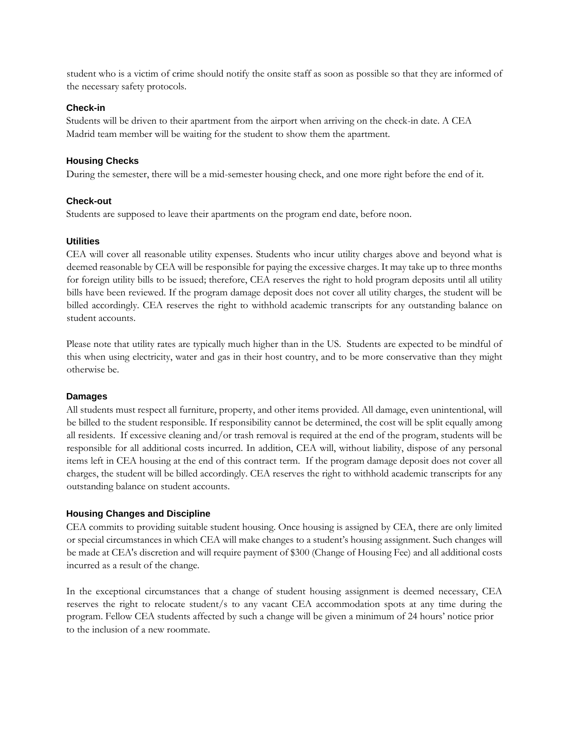student who is a victim of crime should notify the onsite staff as soon as possible so that they are informed of the necessary safety protocols.

### Check-in

Students will be driven to their apartment from the airport when arriving on the check-in date. A CEA Madrid team member will be waiting for the student to show them the apartment.

### Housing Checks

During the semester, there will be a mid-semester housing check, and one more right before the end of it.

### Check-out

Students are supposed to leave their apartments on the program end date, before noon.

### Utilities

CEA will cover all reasonable utility expenses. Students who incur utility charges above and beyond what is deemed reasonable by CEA will be responsible for paying the excessive charges. It may take up to three months for foreign utility bills to be issued; therefore, CEA reserves the right to hold program deposits until all utility bills have been reviewed. If the program damage deposit does not cover all utility charges, the student will be billed accordingly. CEA reserves the right to withhold academic transcripts for any outstanding balance on student accounts.

Please note that utility rates are typically much higher than in the US. Students are expected to be mindful of this when using electricity, water and gas in their host country, and to be more conservative than they might otherwise be.

### Damages

All students must respect all furniture, property, and other items provided. All damage, even unintentional, will be billed to the student responsible. If responsibility cannot be determined, the cost will be split equally among all residents. If excessive cleaning and/or trash removal is required at the end of the program, students will be responsible for all additional costs incurred. In addition, CEA will, without liability, dispose of any personal items left in CEA housing at the end of this contract term. If the program damage deposit does not cover all charges, the student will be billed accordingly. CEA reserves the right to withhold academic transcripts for any outstanding balance on student accounts.

### Housing Changes and Discipline

CEA commits to providing suitable student housing. Once housing is assigned by CEA, there are only limited or special circumstances in which CEA will make changes to a student's housing assignment. Such changes will be made at CEA's discretion and will require payment of $300 (Change of Housing Fee) and all additional costs incurred as a result of the change.

In the exceptional circumstances that a change of student housing assignment is deemed necessary, CEA reserves the right to relocate student/s to any vacant CEA accommodation spots at any time during the program. Fellow CEA students affected by such a change will be given a minimum of 24 hours' notice prior to the inclusion of a new roommate.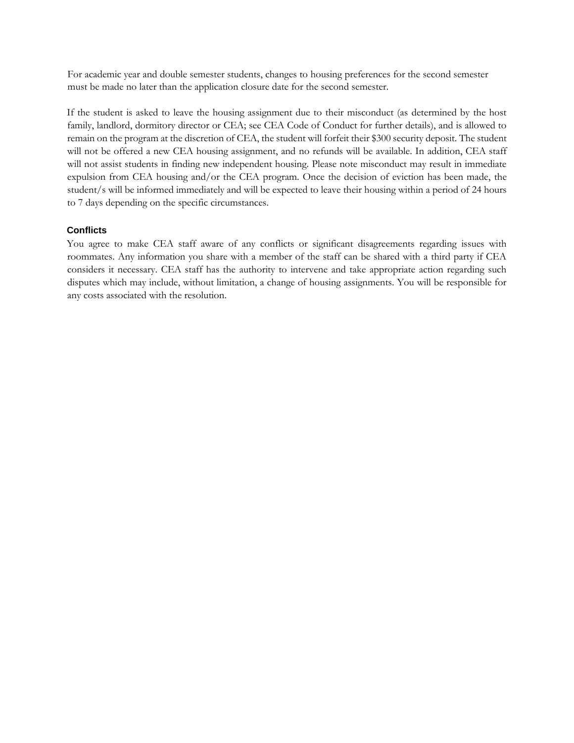For academic year and double semester students, changes to housing preferences for the second semester must be made no later than the application closure date for the second semester.

If the student is asked to leave the housing assignment due to their misconduct (as determined by the host family, landlord, dormitory director or CEA; see CEA Code of Conduct for further details), and is allowed to remain on the program at the discretion of CEA, the student will forfeit their $300 security deposit. The student will not be offered a new CEA housing assignment, and no refunds will be available. In addition, CEA staff will not assist students in finding new independent housing. Please note misconduct may result in immediate expulsion from CEA housing and/or the CEA program. Once the decision of eviction has been made, the student/s will be informed immediately and will be expected to leave their housing within a period of 24 hours to 7 days depending on the specific circumstances.

### Conflicts

You agree to make CEA staff aware of any conflicts or significant disagreements regarding issues with roommates. Any information you share with a member of the staff can be shared with a third party if CEA considers it necessary. CEA staff has the authority to intervene and take appropriate action regarding such disputes which may include, without limitation, a change of housing assignments. You will be responsible for any costs associated with the resolution.